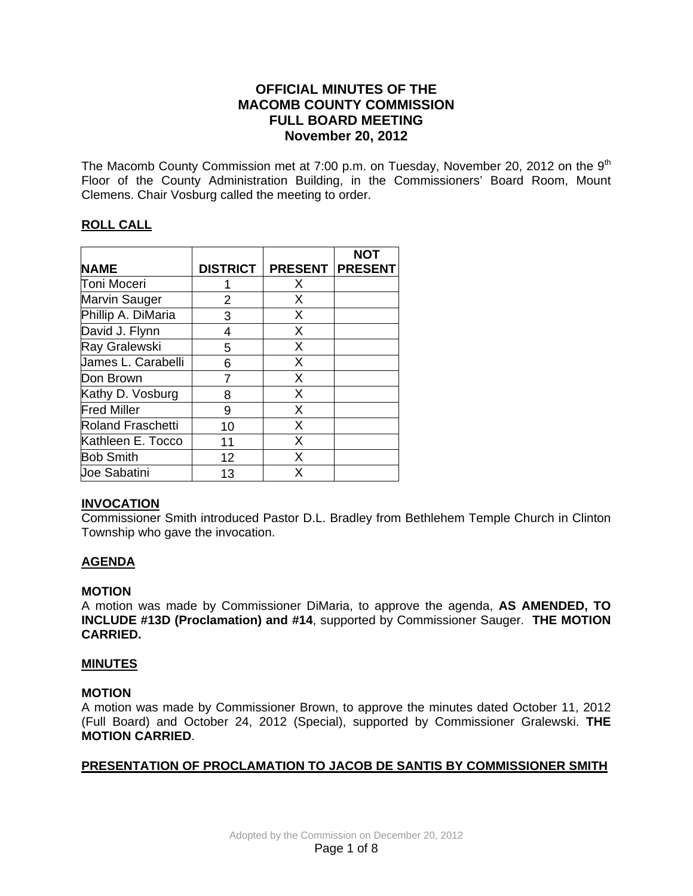# OFFICIAL MINUTES OF THE MACOMB COUNTY COMMISSION FULL BOARD MEETING November 20, 2012

The Macomb County Commission met at 7:00 p.m. on Tuesday, November 20, 2012 on the 9th Floor of the County Administration Building, in the Commissioners' Board Room, Mount Clemens. Chair Vosburg called the meeting to order.

## ROLL CALL

| NAME | DISTRICT | PRESENT | NOT PRESENT |
|---|---|---|---|
| Toni Moceri | 1 | X | |
| Marvin Sauger | 2 | X | |
| Phillip A. DiMaria | 3 | X | |
| David J. Flynn | 4 | X | |
| Ray Gralewski | 5 | X | |
| James L. Carabelli | 6 | X | |
| Don Brown | 7 | X | |
| Kathy D. Vosburg | 8 | X | |
| Fred Miller | 9 | X | |
| Roland Fraschetti | 10 | X | |
| Kathleen E. Tocco | 11 | X | |
| Bob Smith | 12 | X | |
| Joe Sabatini | 13 | X | |

## INVOCATION

Commissioner Smith introduced Pastor D.L. Bradley from Bethlehem Temple Church in Clinton Township who gave the invocation.

## AGENDA

### MOTION

A motion was made by Commissioner DiMaria, to approve the agenda, **AS AMENDED, TO INCLUDE #13D (Proclamation) and #14**, supported by Commissioner Sauger. **THE MOTION CARRIED.**

## MINUTES

### MOTION

A motion was made by Commissioner Brown, to approve the minutes dated October 11, 2012 (Full Board) and October 24, 2012 (Special), supported by Commissioner Gralewski. **THE MOTION CARRIED**.

## PRESENTATION OF PROCLAMATION TO JACOB DE SANTIS BY COMMISSIONER SMITH

Adopted by the Commission on December 20, 2012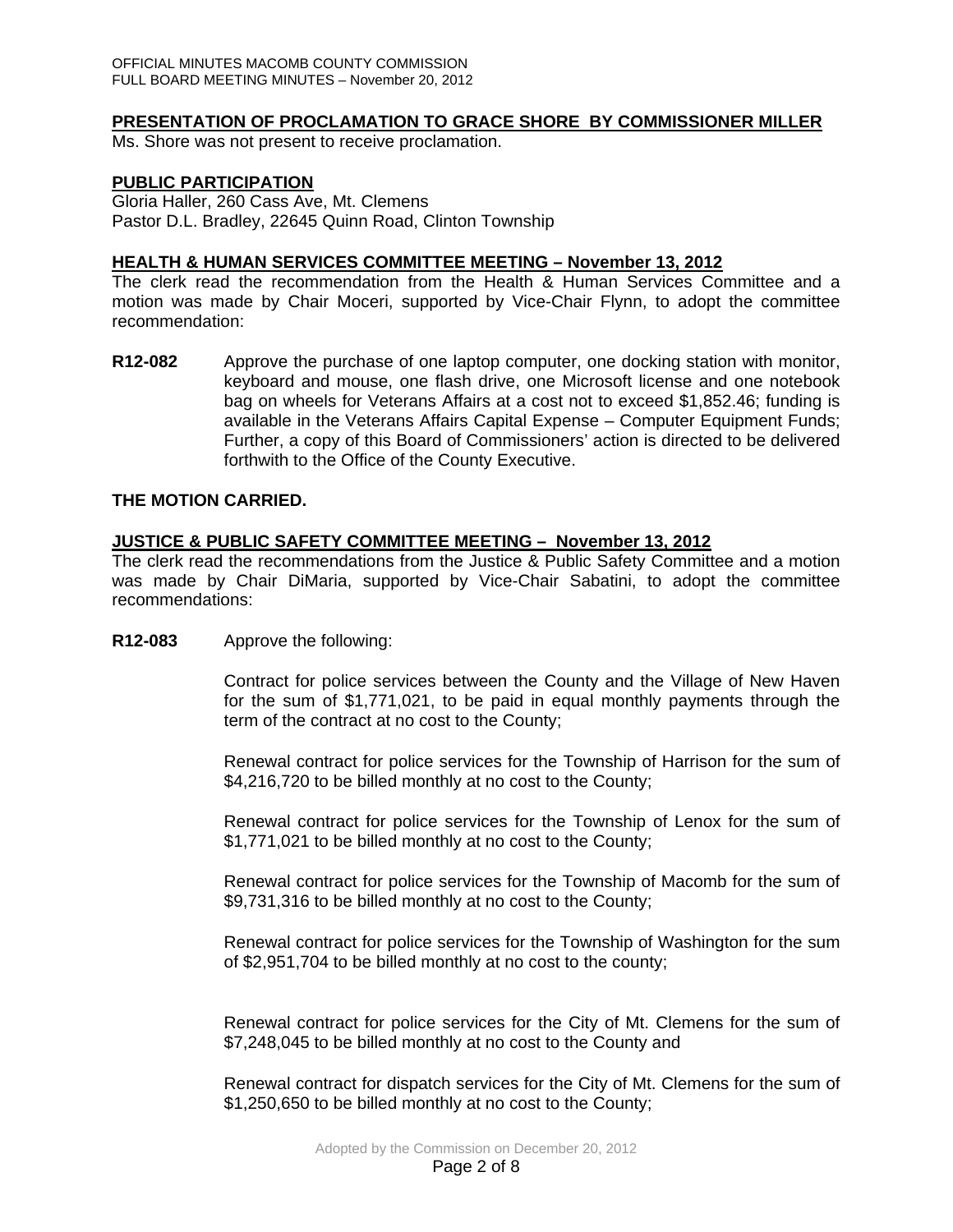## PRESENTATION OF PROCLAMATION TO GRACE SHORE BY COMMISSIONER MILLER

Ms. Shore was not present to receive proclamation.

## PUBLIC PARTICIPATION

Gloria Haller, 260 Cass Ave, Mt. Clemens
Pastor D.L. Bradley, 22645 Quinn Road, Clinton Township

## HEALTH & HUMAN SERVICES COMMITTEE MEETING – November 13, 2012

The clerk read the recommendation from the Health & Human Services Committee and a motion was made by Chair Moceri, supported by Vice-Chair Flynn, to adopt the committee recommendation:

**R12-082** Approve the purchase of one laptop computer, one docking station with monitor, keyboard and mouse, one flash drive, one Microsoft license and one notebook bag on wheels for Veterans Affairs at a cost not to exceed $1,852.46; funding is available in the Veterans Affairs Capital Expense – Computer Equipment Funds; Further, a copy of this Board of Commissioners' action is directed to be delivered forthwith to the Office of the County Executive.

**THE MOTION CARRIED.**

## JUSTICE & PUBLIC SAFETY COMMITTEE MEETING – November 13, 2012

The clerk read the recommendations from the Justice & Public Safety Committee and a motion was made by Chair DiMaria, supported by Vice-Chair Sabatini, to adopt the committee recommendations:

**R12-083** Approve the following:

Contract for police services between the County and the Village of New Haven for the sum of $1,771,021, to be paid in equal monthly payments through the term of the contract at no cost to the County;

Renewal contract for police services for the Township of Harrison for the sum of $4,216,720 to be billed monthly at no cost to the County;

Renewal contract for police services for the Township of Lenox for the sum of $1,771,021 to be billed monthly at no cost to the County;

Renewal contract for police services for the Township of Macomb for the sum of $9,731,316 to be billed monthly at no cost to the County;

Renewal contract for police services for the Township of Washington for the sum of $2,951,704 to be billed monthly at no cost to the county;

Renewal contract for police services for the City of Mt. Clemens for the sum of $7,248,045 to be billed monthly at no cost to the County and

Renewal contract for dispatch services for the City of Mt. Clemens for the sum of $1,250,650 to be billed monthly at no cost to the County;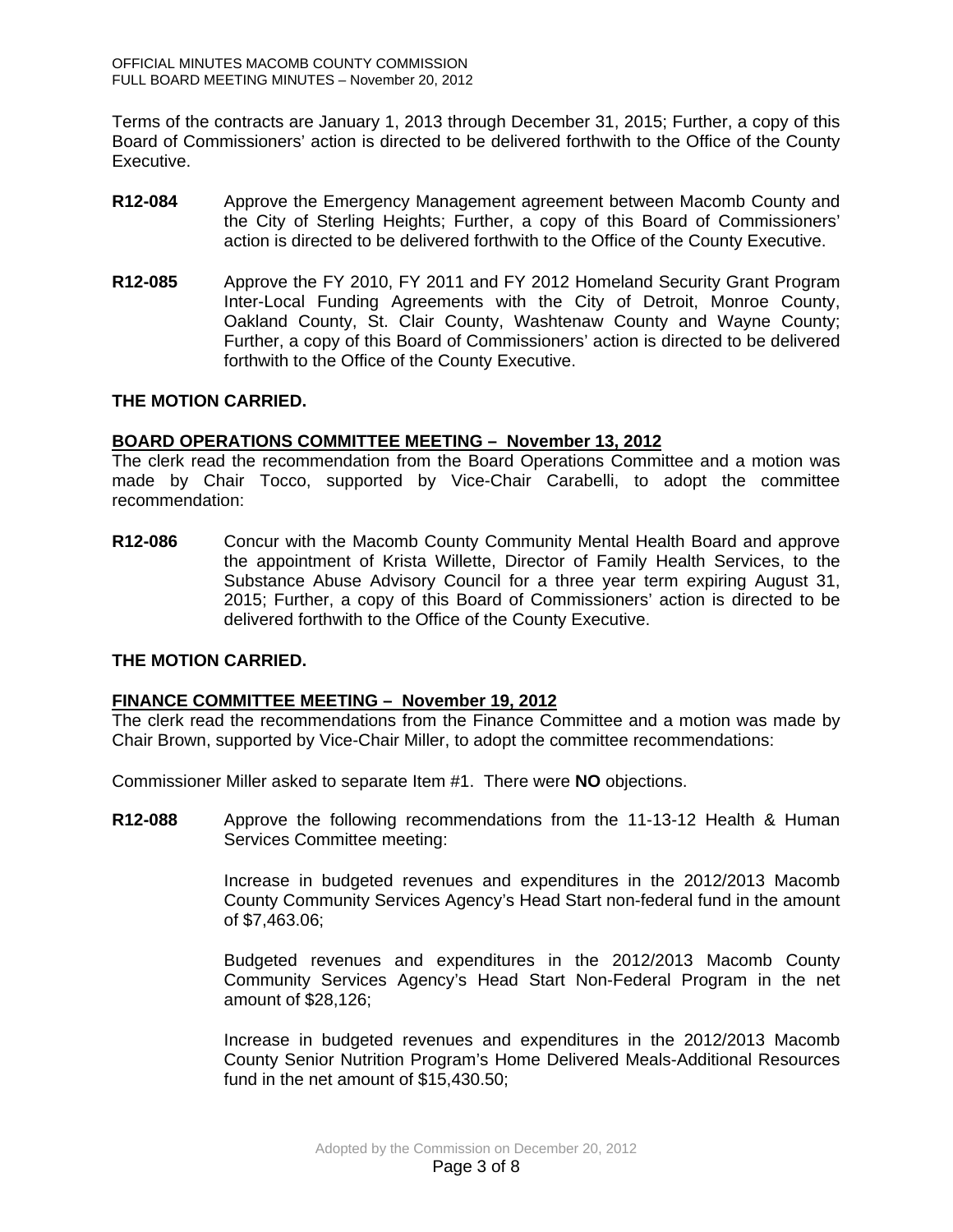Terms of the contracts are January 1, 2013 through December 31, 2015; Further, a copy of this Board of Commissioners' action is directed to be delivered forthwith to the Office of the County Executive.

**R12-084** Approve the Emergency Management agreement between Macomb County and the City of Sterling Heights; Further, a copy of this Board of Commissioners' action is directed to be delivered forthwith to the Office of the County Executive.

**R12-085** Approve the FY 2010, FY 2011 and FY 2012 Homeland Security Grant Program Inter-Local Funding Agreements with the City of Detroit, Monroe County, Oakland County, St. Clair County, Washtenaw County and Wayne County; Further, a copy of this Board of Commissioners' action is directed to be delivered forthwith to the Office of the County Executive.

**THE MOTION CARRIED.**

**BOARD OPERATIONS COMMITTEE MEETING – November 13, 2012**

The clerk read the recommendation from the Board Operations Committee and a motion was made by Chair Tocco, supported by Vice-Chair Carabelli, to adopt the committee recommendation:

**R12-086** Concur with the Macomb County Community Mental Health Board and approve the appointment of Krista Willette, Director of Family Health Services, to the Substance Abuse Advisory Council for a three year term expiring August 31, 2015; Further, a copy of this Board of Commissioners' action is directed to be delivered forthwith to the Office of the County Executive.

**THE MOTION CARRIED.**

**FINANCE COMMITTEE MEETING – November 19, 2012**

The clerk read the recommendations from the Finance Committee and a motion was made by Chair Brown, supported by Vice-Chair Miller, to adopt the committee recommendations:

Commissioner Miller asked to separate Item #1. There were **NO** objections.

**R12-088** Approve the following recommendations from the 11-13-12 Health & Human Services Committee meeting:

Increase in budgeted revenues and expenditures in the 2012/2013 Macomb County Community Services Agency's Head Start non-federal fund in the amount of $7,463.06;

Budgeted revenues and expenditures in the 2012/2013 Macomb County Community Services Agency's Head Start Non-Federal Program in the net amount of $28,126;

Increase in budgeted revenues and expenditures in the 2012/2013 Macomb County Senior Nutrition Program's Home Delivered Meals-Additional Resources fund in the net amount of $15,430.50;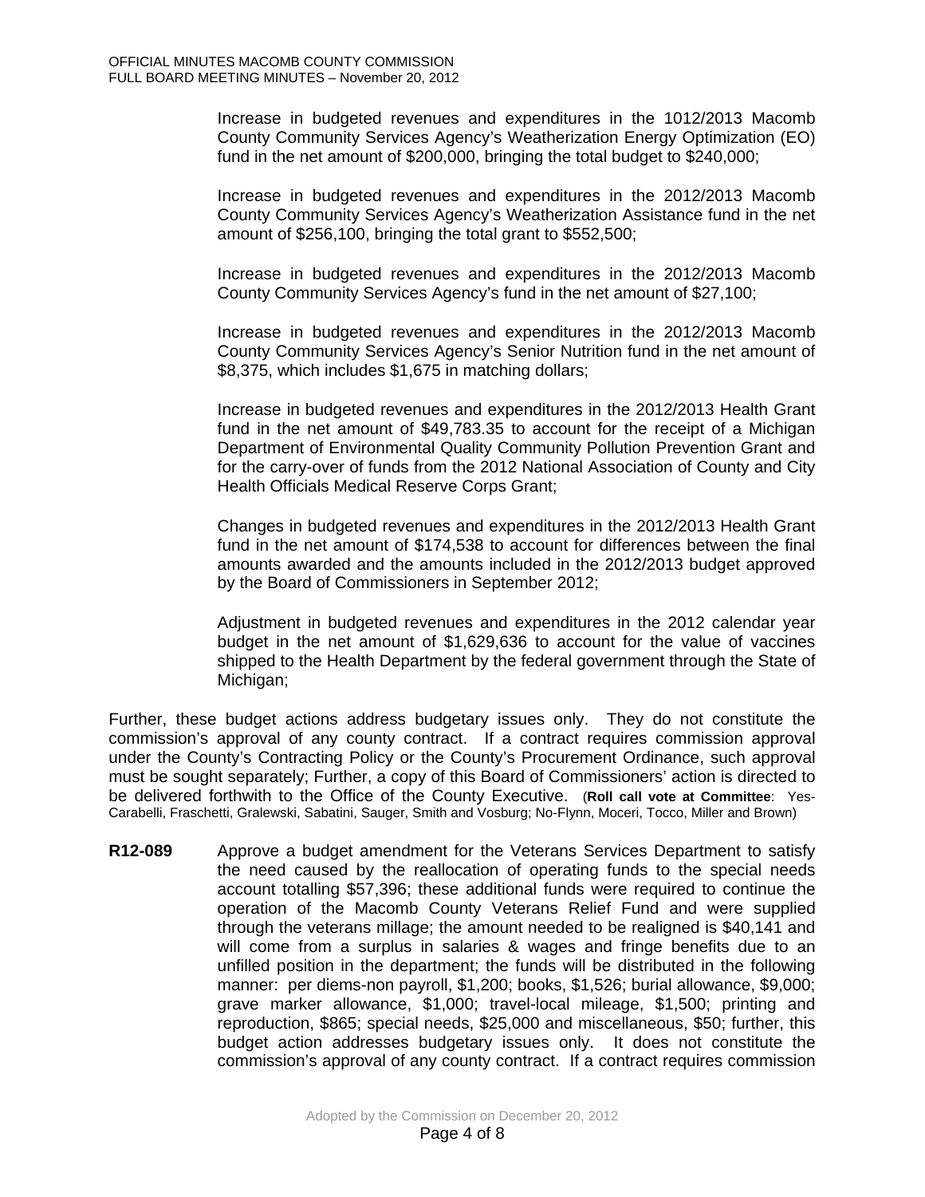Increase in budgeted revenues and expenditures in the 1012/2013 Macomb County Community Services Agency's Weatherization Energy Optimization (EO) fund in the net amount of $200,000, bringing the total budget to $240,000;

Increase in budgeted revenues and expenditures in the 2012/2013 Macomb County Community Services Agency's Weatherization Assistance fund in the net amount of $256,100, bringing the total grant to $552,500;

Increase in budgeted revenues and expenditures in the 2012/2013 Macomb County Community Services Agency's fund in the net amount of $27,100;

Increase in budgeted revenues and expenditures in the 2012/2013 Macomb County Community Services Agency's Senior Nutrition fund in the net amount of $8,375, which includes $1,675 in matching dollars;

Increase in budgeted revenues and expenditures in the 2012/2013 Health Grant fund in the net amount of $49,783.35 to account for the receipt of a Michigan Department of Environmental Quality Community Pollution Prevention Grant and for the carry-over of funds from the 2012 National Association of County and City Health Officials Medical Reserve Corps Grant;

Changes in budgeted revenues and expenditures in the 2012/2013 Health Grant fund in the net amount of $174,538 to account for differences between the final amounts awarded and the amounts included in the 2012/2013 budget approved by the Board of Commissioners in September 2012;

Adjustment in budgeted revenues and expenditures in the 2012 calendar year budget in the net amount of $1,629,636 to account for the value of vaccines shipped to the Health Department by the federal government through the State of Michigan;

Further, these budget actions address budgetary issues only. They do not constitute the commission's approval of any county contract. If a contract requires commission approval under the County's Contracting Policy or the County's Procurement Ordinance, such approval must be sought separately; Further, a copy of this Board of Commissioners' action is directed to be delivered forthwith to the Office of the County Executive. (**Roll call vote at Committee**: Yes-Carabelli, Fraschetti, Gralewski, Sabatini, Sauger, Smith and Vosburg; No-Flynn, Moceri, Tocco, Miller and Brown)

**R12-089** Approve a budget amendment for the Veterans Services Department to satisfy the need caused by the reallocation of operating funds to the special needs account totalling $57,396; these additional funds were required to continue the operation of the Macomb County Veterans Relief Fund and were supplied through the veterans millage; the amount needed to be realigned is $40,141 and will come from a surplus in salaries & wages and fringe benefits due to an unfilled position in the department; the funds will be distributed in the following manner: per diems-non payroll, $1,200; books, $1,526; burial allowance, $9,000; grave marker allowance, $1,000; travel-local mileage, $1,500; printing and reproduction, $865; special needs, $25,000 and miscellaneous, $50; further, this budget action addresses budgetary issues only. It does not constitute the commission's approval of any county contract. If a contract requires commission

Adopted by the Commission on December 20, 2012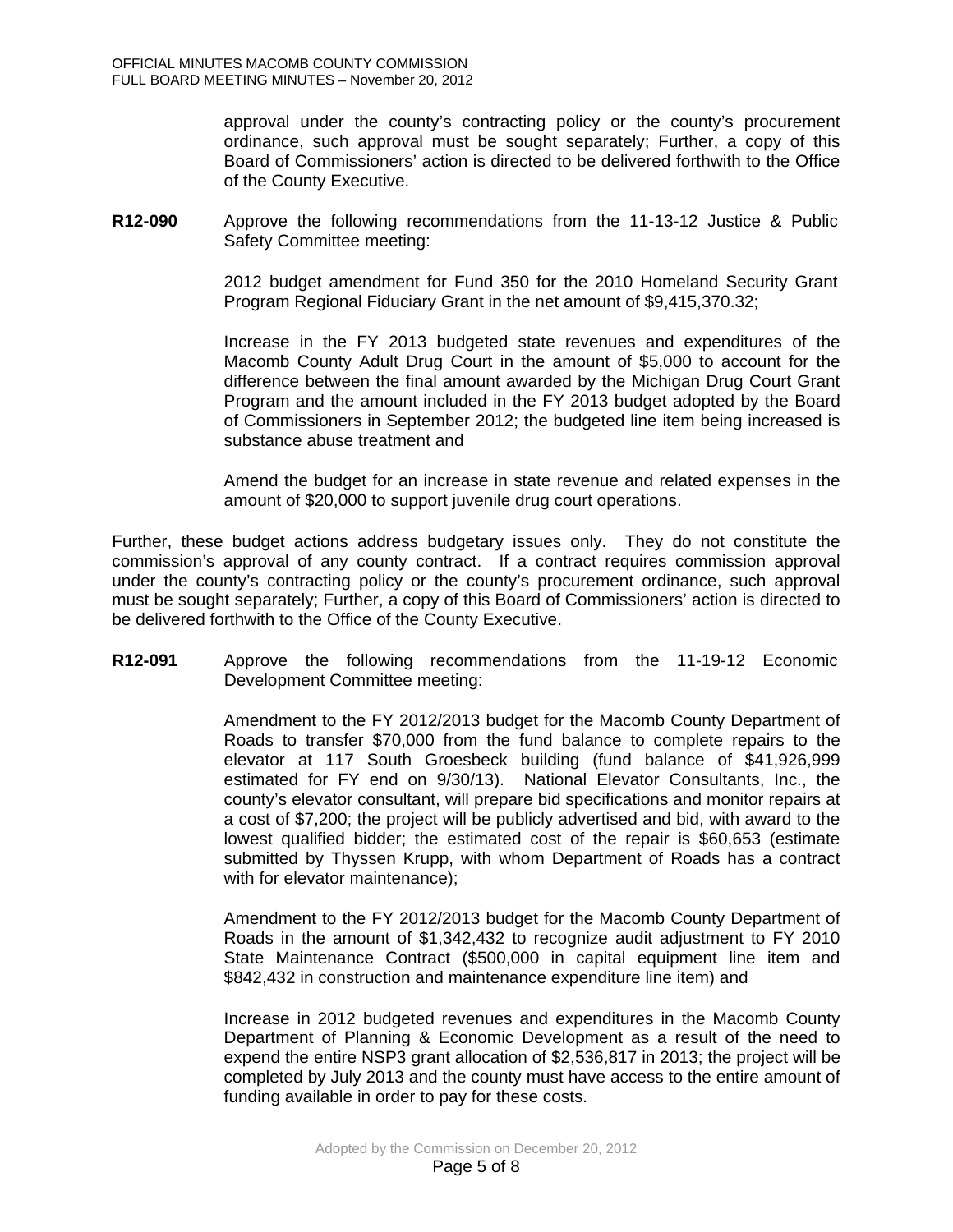approval under the county's contracting policy or the county's procurement ordinance, such approval must be sought separately; Further, a copy of this Board of Commissioners' action is directed to be delivered forthwith to the Office of the County Executive.

**R12-090** Approve the following recommendations from the 11-13-12 Justice & Public Safety Committee meeting:

2012 budget amendment for Fund 350 for the 2010 Homeland Security Grant Program Regional Fiduciary Grant in the net amount of $9,415,370.32;

Increase in the FY 2013 budgeted state revenues and expenditures of the Macomb County Adult Drug Court in the amount of $5,000 to account for the difference between the final amount awarded by the Michigan Drug Court Grant Program and the amount included in the FY 2013 budget adopted by the Board of Commissioners in September 2012; the budgeted line item being increased is substance abuse treatment and

Amend the budget for an increase in state revenue and related expenses in the amount of $20,000 to support juvenile drug court operations.

Further, these budget actions address budgetary issues only. They do not constitute the commission's approval of any county contract. If a contract requires commission approval under the county's contracting policy or the county's procurement ordinance, such approval must be sought separately; Further, a copy of this Board of Commissioners' action is directed to be delivered forthwith to the Office of the County Executive.

**R12-091** Approve the following recommendations from the 11-19-12 Economic Development Committee meeting:

Amendment to the FY 2012/2013 budget for the Macomb County Department of Roads to transfer $70,000 from the fund balance to complete repairs to the elevator at 117 South Groesbeck building (fund balance of $41,926,999 estimated for FY end on 9/30/13). National Elevator Consultants, Inc., the county's elevator consultant, will prepare bid specifications and monitor repairs at a cost of $7,200; the project will be publicly advertised and bid, with award to the lowest qualified bidder; the estimated cost of the repair is $60,653 (estimate submitted by Thyssen Krupp, with whom Department of Roads has a contract with for elevator maintenance);

Amendment to the FY 2012/2013 budget for the Macomb County Department of Roads in the amount of $1,342,432 to recognize audit adjustment to FY 2010 State Maintenance Contract ($500,000 in capital equipment line item and $842,432 in construction and maintenance expenditure line item) and

Increase in 2012 budgeted revenues and expenditures in the Macomb County Department of Planning & Economic Development as a result of the need to expend the entire NSP3 grant allocation of $2,536,817 in 2013; the project will be completed by July 2013 and the county must have access to the entire amount of funding available in order to pay for these costs.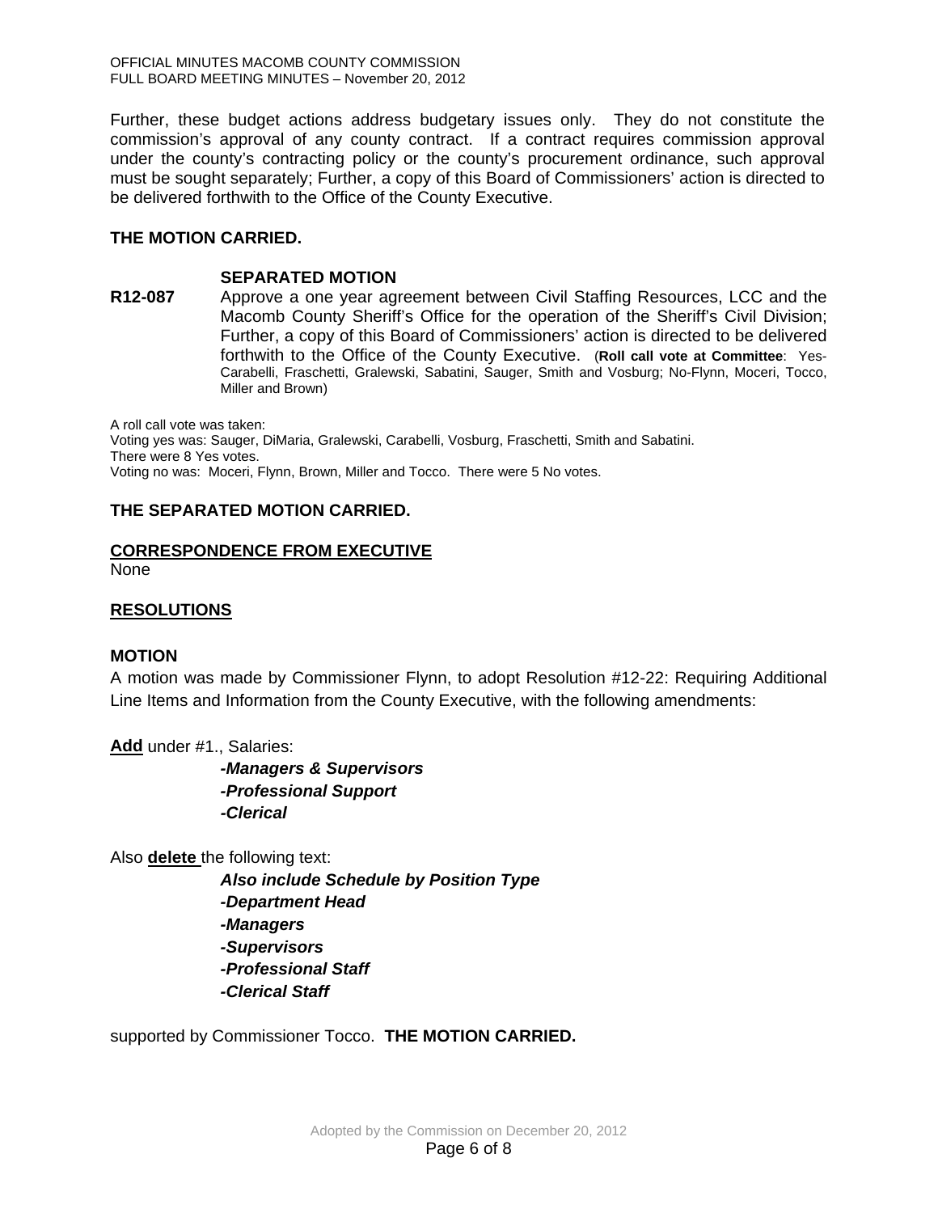Further, these budget actions address budgetary issues only. They do not constitute the commission's approval of any county contract. If a contract requires commission approval under the county's contracting policy or the county's procurement ordinance, such approval must be sought separately; Further, a copy of this Board of Commissioners' action is directed to be delivered forthwith to the Office of the County Executive.

**THE MOTION CARRIED.**

**SEPARATED MOTION**

**R12-087** Approve a one year agreement between Civil Staffing Resources, LCC and the Macomb County Sheriff's Office for the operation of the Sheriff's Civil Division; Further, a copy of this Board of Commissioners' action is directed to be delivered forthwith to the Office of the County Executive. (**Roll call vote at Committee**: Yes-Carabelli, Fraschetti, Gralewski, Sabatini, Sauger, Smith and Vosburg; No-Flynn, Moceri, Tocco, Miller and Brown)

A roll call vote was taken:
Voting yes was: Sauger, DiMaria, Gralewski, Carabelli, Vosburg, Fraschetti, Smith and Sabatini.
There were 8 Yes votes.
Voting no was: Moceri, Flynn, Brown, Miller and Tocco. There were 5 No votes.

**THE SEPARATED MOTION CARRIED.**

**CORRESPONDENCE FROM EXECUTIVE**

None

**RESOLUTIONS**

**MOTION**

A motion was made by Commissioner Flynn, to adopt Resolution #12-22: Requiring Additional Line Items and Information from the County Executive, with the following amendments:

**Add** under #1., Salaries:

***-Managers & Supervisors***
***-Professional Support***
***-Clerical***

Also **delete** the following text:

***Also include Schedule by Position Type***
***-Department Head***
***-Managers***
***-Supervisors***
***-Professional Staff***
***-Clerical Staff***

supported by Commissioner Tocco. **THE MOTION CARRIED.**

Adopted by the Commission on December 20, 2012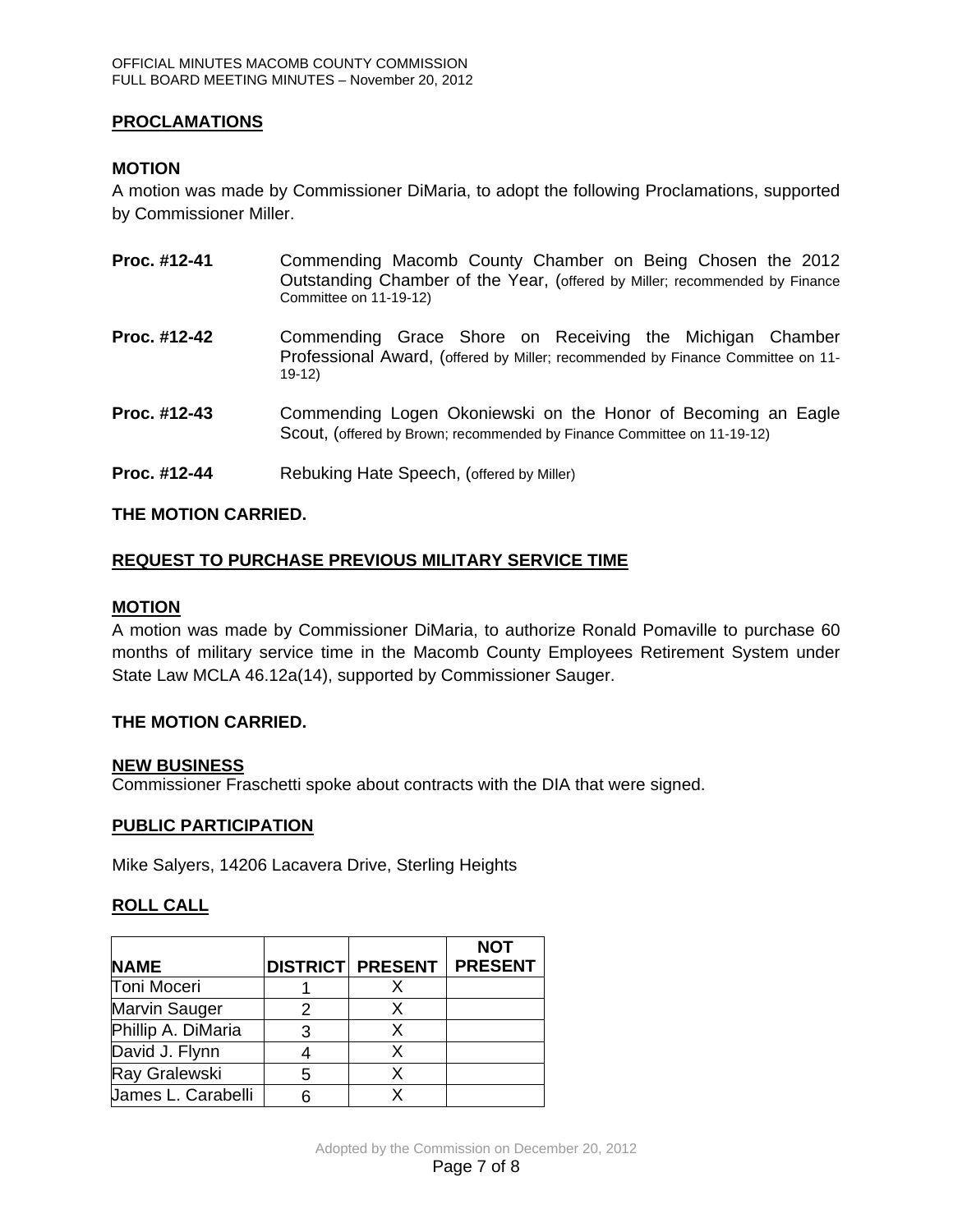## PROCLAMATIONS

**MOTION**

A motion was made by Commissioner DiMaria, to adopt the following Proclamations, supported by Commissioner Miller.

**Proc. #12-41** Commending Macomb County Chamber on Being Chosen the 2012 Outstanding Chamber of the Year, (offered by Miller; recommended by Finance Committee on 11-19-12)

**Proc. #12-42** Commending Grace Shore on Receiving the Michigan Chamber Professional Award, (offered by Miller; recommended by Finance Committee on 11-19-12)

**Proc. #12-43** Commending Logen Okoniewski on the Honor of Becoming an Eagle Scout, (offered by Brown; recommended by Finance Committee on 11-19-12)

**Proc. #12-44** Rebuking Hate Speech, (offered by Miller)

**THE MOTION CARRIED.**

## REQUEST TO PURCHASE PREVIOUS MILITARY SERVICE TIME

**MOTION**

A motion was made by Commissioner DiMaria, to authorize Ronald Pomaville to purchase 60 months of military service time in the Macomb County Employees Retirement System under State Law MCLA 46.12a(14), supported by Commissioner Sauger.

**THE MOTION CARRIED.**

## NEW BUSINESS

Commissioner Fraschetti spoke about contracts with the DIA that were signed.

## PUBLIC PARTICIPATION

Mike Salyers, 14206 Lacavera Drive, Sterling Heights

## ROLL CALL

| NAME | DISTRICT | PRESENT | NOT PRESENT |
|---|---|---|---|
| Toni Moceri | 1 | X | |
| Marvin Sauger | 2 | X | |
| Phillip A. DiMaria | 3 | X | |
| David J. Flynn | 4 | X | |
| Ray Gralewski | 5 | X | |
| James L. Carabelli | 6 | X | |

Adopted by the Commission on December 20, 2012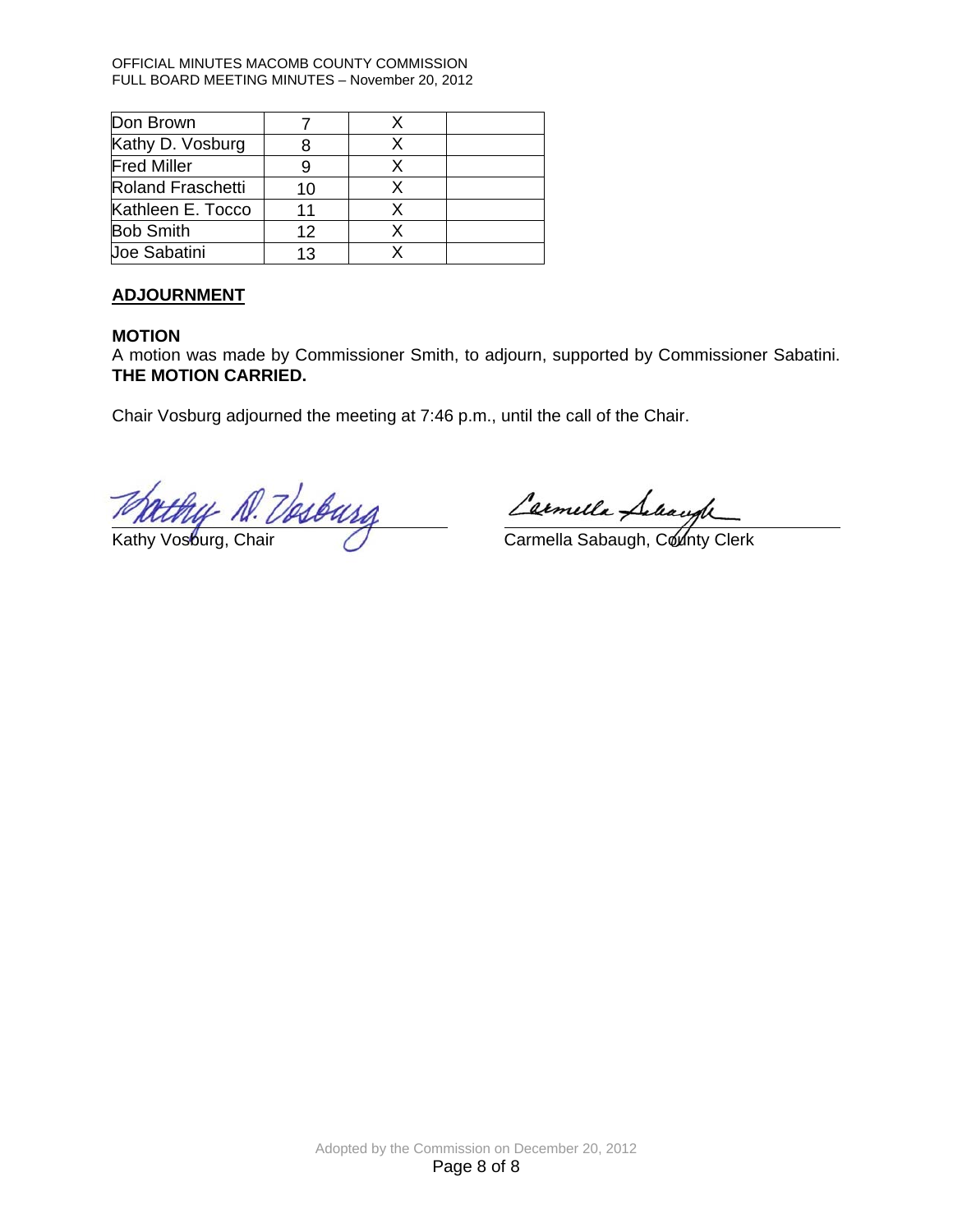| | | | |
|---|---|---|---|
| Don Brown | 7 | X | |
| Kathy D. Vosburg | 8 | X | |
| Fred Miller | 9 | X | |
| Roland Fraschetti | 10 | X | |
| Kathleen E. Tocco | 11 | X | |
| Bob Smith | 12 | X | |
| Joe Sabatini | 13 | X | |

## ADJOURNMENT

**MOTION**

A motion was made by Commissioner Smith, to adjourn, supported by Commissioner Sabatini. **THE MOTION CARRIED.**

Chair Vosburg adjourned the meeting at 7:46 p.m., until the call of the Chair.

Kathy D. Vosburg

Kathy Vosburg, Chair

Carmella Sabaugh

Carmella Sabaugh, County Clerk

Adopted by the Commission on December 20, 2012